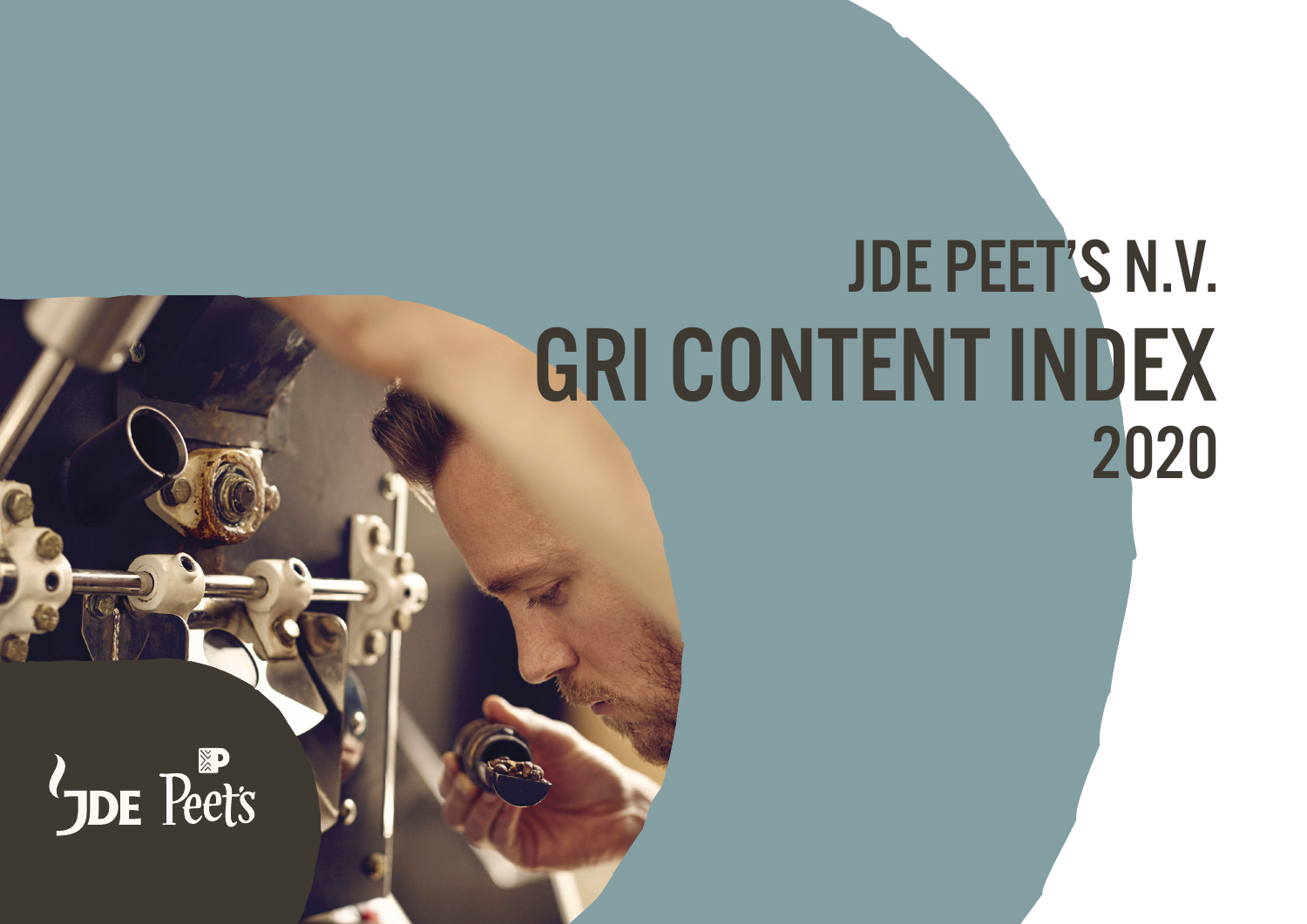# JDE PEET'S N.V.

# GRI CONTENT INDEX

## 2020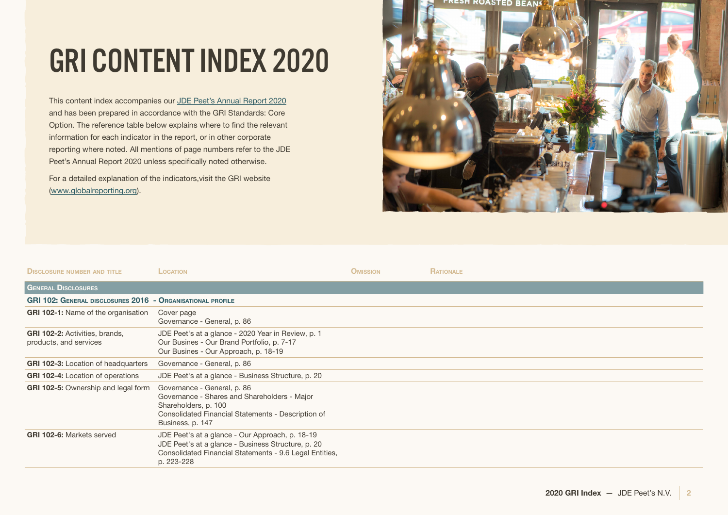# GRI CONTENT INDEX 2020

This content index accompanies our JDE Peet's Annual Report 2020 and has been prepared in accordance with the GRI Standards: Core Option. The reference table below explains where to find the relevant information for each indicator in the report, or in other corporate reporting where noted. All mentions of page numbers refer to the JDE Peet's Annual Report 2020 unless specifically noted otherwise.

For a detailed explanation of the indicators,visit the GRI website (www.globalreporting.org).

| Disclosure number and title | Location | Omission | Rationale |
|---|---|---|---|
| **General Disclosures** | | | |
| **GRI 102: General disclosures 2016 - Organisational profile** | | | |
| **GRI 102-1:** Name of the organisation | Cover page<br>Governance - General, p. 86 | | |
| **GRI 102-2:** Activities, brands, products, and services | JDE Peet's at a glance - 2020 Year in Review, p. 1<br>Our Busines - Our Brand Portfolio, p. 7-17<br>Our Busines - Our Approach, p. 18-19 | | |
| **GRI 102-3:** Location of headquarters | Governance - General, p. 86 | | |
| **GRI 102-4:** Location of operations | JDE Peet's at a glance - Business Structure, p. 20 | | |
| **GRI 102-5:** Ownership and legal form | Governance - General, p. 86<br>Governance - Shares and Shareholders - Major Shareholders, p. 100<br>Consolidated Financial Statements - Description of Business, p. 147 | | |
| **GRI 102-6:** Markets served | JDE Peet's at a glance - Our Approach, p. 18-19<br>JDE Peet's at a glance - Business Structure, p. 20<br>Consolidated Financial Statements - 9.6 Legal Entities, p. 223-228 | | |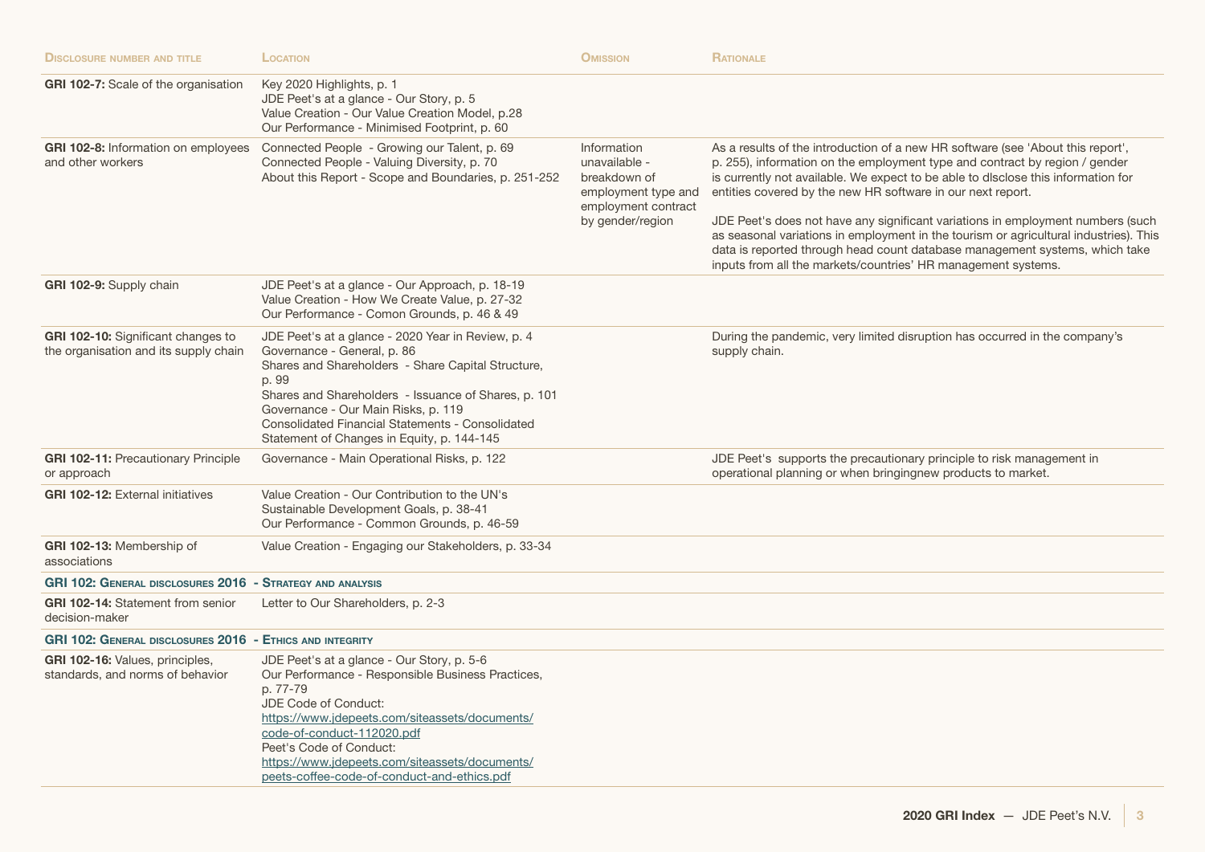| Disclosure number and title | Location | Omission | Rationale |
|---|---|---|---|
| **GRI 102-7:** Scale of the organisation | Key 2020 Highlights, p. 1<br>JDE Peet's at a glance - Our Story, p. 5<br>Value Creation - Our Value Creation Model, p.28<br>Our Performance - Minimised Footprint, p. 60 | | |
| **GRI 102-8:** Information on employees and other workers | Connected People - Growing our Talent, p. 69<br>Connected People - Valuing Diversity, p. 70<br>About this Report - Scope and Boundaries, p. 251-252 | Information unavailable - breakdown of employment type and employment contract by gender/region | As a results of the introduction of a new HR software (see 'About this report', p. 255), information on the employment type and contract by region / gender is currently not available. We expect to be able to dlsclose this information for entities covered by the new HR software in our next report.<br><br>JDE Peet's does not have any significant variations in employment numbers (such as seasonal variations in employment in the tourism or agricultural industries). This data is reported through head count database management systems, which take inputs from all the markets/countries' HR management systems. |
| **GRI 102-9:** Supply chain | JDE Peet's at a glance - Our Approach, p. 18-19<br>Value Creation - How We Create Value, p. 27-32<br>Our Performance - Comon Grounds, p. 46 & 49 | | |
| **GRI 102-10:** Significant changes to the organisation and its supply chain | JDE Peet's at a glance - 2020 Year in Review, p. 4<br>Governance - General, p. 86<br>Shares and Shareholders - Share Capital Structure, p. 99<br>Shares and Shareholders - Issuance of Shares, p. 101<br>Governance - Our Main Risks, p. 119<br>Consolidated Financial Statements - Consolidated Statement of Changes in Equity, p. 144-145 | | During the pandemic, very limited disruption has occurred in the company's supply chain. |
| **GRI 102-11:** Precautionary Principle or approach | Governance - Main Operational Risks, p. 122 | | JDE Peet's supports the precautionary principle to risk management in operational planning or when bringingnew products to market. |
| **GRI 102-12:** External initiatives | Value Creation - Our Contribution to the UN's Sustainable Development Goals, p. 38-41<br>Our Performance - Common Grounds, p. 46-59 | | |
| **GRI 102-13:** Membership of associations | Value Creation - Engaging our Stakeholders, p. 33-34 | | |
| **GRI 102: General disclosures 2016 - Strategy and analysis** | | | |
| **GRI 102-14:** Statement from senior decision-maker | Letter to Our Shareholders, p. 2-3 | | |
| **GRI 102: General disclosures 2016 - Ethics and integrity** | | | |
| **GRI 102-16:** Values, principles, standards, and norms of behavior | JDE Peet's at a glance - Our Story, p. 5-6<br>Our Performance - Responsible Business Practices, p. 77-79<br>JDE Code of Conduct:<br>https://www.jdepeets.com/siteassets/documents/code-of-conduct-112020.pdf<br>Peet's Code of Conduct:<br>https://www.jdepeets.com/siteassets/documents/peets-coffee-code-of-conduct-and-ethics.pdf | | |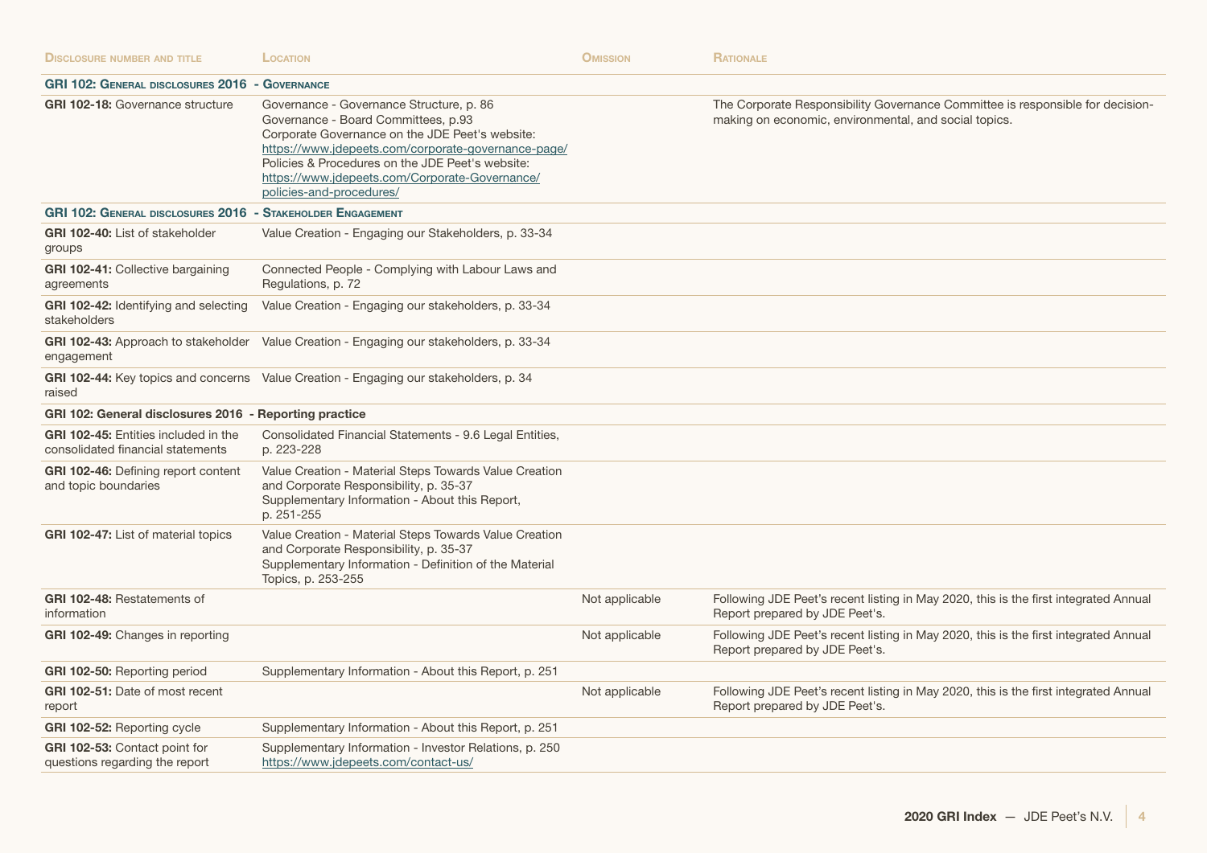| Disclosure number and title | Location | Omission | Rationale |
|---|---|---|---|
| **GRI 102: General disclosures 2016 - Governance** | | | |
| **GRI 102-18:** Governance structure | Governance - Governance Structure, p. 86<br>Governance - Board Committees, p.93<br>Corporate Governance on the JDE Peet's website: https://www.jdepeets.com/corporate-governance-page/<br>Policies & Procedures on the JDE Peet's website: https://www.jdepeets.com/Corporate-Governance/policies-and-procedures/ | | The Corporate Responsibility Governance Committee is responsible for decision-making on economic, environmental, and social topics. |
| **GRI 102: General disclosures 2016 - Stakeholder Engagement** | | | |
| **GRI 102-40:** List of stakeholder groups | Value Creation - Engaging our Stakeholders, p. 33-34 | | |
| **GRI 102-41:** Collective bargaining agreements | Connected People - Complying with Labour Laws and Regulations, p. 72 | | |
| **GRI 102-42:** Identifying and selecting stakeholders | Value Creation - Engaging our stakeholders, p. 33-34 | | |
| **GRI 102-43:** Approach to stakeholder engagement | Value Creation - Engaging our stakeholders, p. 33-34 | | |
| **GRI 102-44:** Key topics and concerns raised | Value Creation - Engaging our stakeholders, p. 34 | | |
| **GRI 102: General disclosures 2016 - Reporting practice** | | | |
| **GRI 102-45:** Entities included in the consolidated financial statements | Consolidated Financial Statements - 9.6 Legal Entities, p. 223-228 | | |
| **GRI 102-46:** Defining report content and topic boundaries | Value Creation - Material Steps Towards Value Creation and Corporate Responsibility, p. 35-37<br>Supplementary Information - About this Report, p. 251-255 | | |
| **GRI 102-47:** List of material topics | Value Creation - Material Steps Towards Value Creation and Corporate Responsibility, p. 35-37<br>Supplementary Information - Definition of the Material Topics, p. 253-255 | | |
| **GRI 102-48:** Restatements of information | | Not applicable | Following JDE Peet's recent listing in May 2020, this is the first integrated Annual Report prepared by JDE Peet's. |
| **GRI 102-49:** Changes in reporting | | Not applicable | Following JDE Peet's recent listing in May 2020, this is the first integrated Annual Report prepared by JDE Peet's. |
| **GRI 102-50:** Reporting period | Supplementary Information - About this Report, p. 251 | | |
| **GRI 102-51:** Date of most recent report | | Not applicable | Following JDE Peet's recent listing in May 2020, this is the first integrated Annual Report prepared by JDE Peet's. |
| **GRI 102-52:** Reporting cycle | Supplementary Information - About this Report, p. 251 | | |
| **GRI 102-53:** Contact point for questions regarding the report | Supplementary Information - Investor Relations, p. 250<br>https://www.jdepeets.com/contact-us/ | | |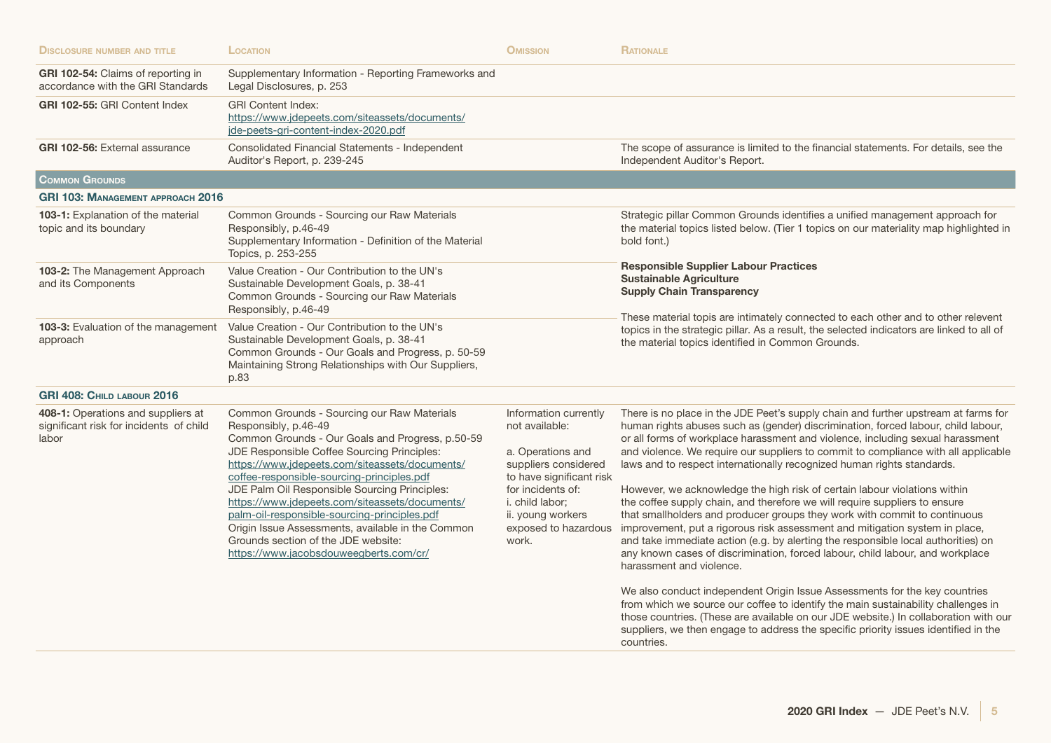| Disclosure number and title | Location | Omission | Rationale |
|---|---|---|---|
| **GRI 102-54:** Claims of reporting in accordance with the GRI Standards | Supplementary Information - Reporting Frameworks and Legal Disclosures, p. 253 | | |
| **GRI 102-55:** GRI Content Index | GRI Content Index: https://www.jdepeets.com/siteassets/documents/jde-peets-gri-content-index-2020.pdf | | |
| **GRI 102-56:** External assurance | Consolidated Financial Statements - Independent Auditor's Report, p. 239-245 | | The scope of assurance is limited to the financial statements. For details, see the Independent Auditor's Report. |
| **Common Grounds** | | | |
| **GRI 103: Management approach 2016** | | | |
| **103-1:** Explanation of the material topic and its boundary | Common Grounds - Sourcing our Raw Materials Responsibly, p.46-49<br>Supplementary Information - Definition of the Material Topics, p. 253-255 | | Strategic pillar Common Grounds identifies a unified management approach for the material topics listed below. (Tier 1 topics on our materiality map highlighted in bold font.) |
| **103-2:** The Management Approach and its Components | Value Creation - Our Contribution to the UN's Sustainable Development Goals, p. 38-41<br>Common Grounds - Sourcing our Raw Materials Responsibly, p.46-49 | | **Responsible Supplier Labour Practices**<br>**Sustainable Agriculture**<br>**Supply Chain Transparency** |
| **103-3:** Evaluation of the management approach | Value Creation - Our Contribution to the UN's Sustainable Development Goals, p. 38-41<br>Common Grounds - Our Goals and Progress, p. 50-59<br>Maintaining Strong Relationships with Our Suppliers, p.83 | | These material topis are intimately connected to each other and to other relevent topics in the strategic pillar. As a result, the selected indicators are linked to all of the material topics identified in Common Grounds. |
| **GRI 408: Child labour 2016** | | | |
| **408-1:** Operations and suppliers at significant risk for incidents of child labor | Common Grounds - Sourcing our Raw Materials Responsibly, p.46-49<br>Common Grounds - Our Goals and Progress, p.50-59<br>JDE Responsible Coffee Sourcing Principles: https://www.jdepeets.com/siteassets/documents/coffee-responsible-sourcing-principles.pdf<br>JDE Palm Oil Responsible Sourcing Principles: https://www.jdepeets.com/siteassets/documents/palm-oil-responsible-sourcing-principles.pdf<br>Origin Issue Assessments, available in the Common Grounds section of the JDE website: https://www.jacobsdouweegberts.com/cr/ | Information currently not available:<br><br>a. Operations and suppliers considered to have significant risk for incidents of:<br>i. child labor;<br>ii. young workers exposed to hazardous work. | There is no place in the JDE Peet's supply chain and further upstream at farms for human rights abuses such as (gender) discrimination, forced labour, child labour, or all forms of workplace harassment and violence, including sexual harassment and violence. We require our suppliers to commit to compliance with all applicable laws and to respect internationally recognized human rights standards.<br><br>However, we acknowledge the high risk of certain labour violations within the coffee supply chain, and therefore we will require suppliers to ensure that smallholders and producer groups they work with commit to continuous improvement, put a rigorous risk assessment and mitigation system in place, and take immediate action (e.g. by alerting the responsible local authorities) on any known cases of discrimination, forced labour, child labour, and workplace harassment and violence.<br><br>We also conduct independent Origin Issue Assessments for the key countries from which we source our coffee to identify the main sustainability challenges in those countries. (These are available on our JDE website.) In collaboration with our suppliers, we then engage to address the specific priority issues identified in the countries. |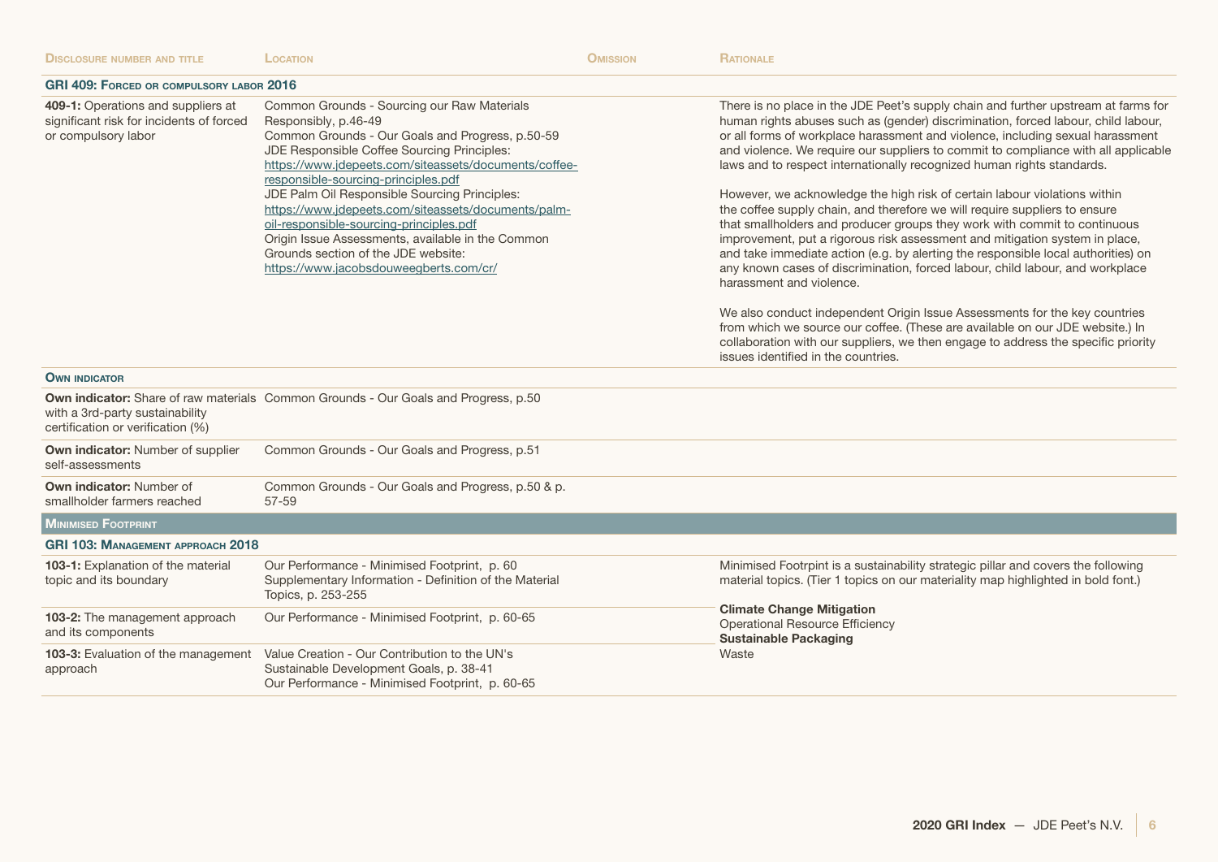| Disclosure number and title | Location | Omission | Rationale |
|---|---|---|---|
| **GRI 409: Forced or compulsory labor 2016** | | | |
| **409-1:** Operations and suppliers at significant risk for incidents of forced or compulsory labor | Common Grounds - Sourcing our Raw Materials Responsibly, p.46-49<br>Common Grounds - Our Goals and Progress, p.50-59<br>JDE Responsible Coffee Sourcing Principles: https://www.jdepeets.com/siteassets/documents/coffee-responsible-sourcing-principles.pdf<br>JDE Palm Oil Responsible Sourcing Principles: https://www.jdepeets.com/siteassets/documents/palm-oil-responsible-sourcing-principles.pdf<br>Origin Issue Assessments, available in the Common Grounds section of the JDE website: https://www.jacobsdouweegberts.com/cr/ | | There is no place in the JDE Peet's supply chain and further upstream at farms for human rights abuses such as (gender) discrimination, forced labour, child labour, or all forms of workplace harassment and violence, including sexual harassment and violence. We require our suppliers to commit to compliance with all applicable laws and to respect internationally recognized human rights standards.<br><br>However, we acknowledge the high risk of certain labour violations within the coffee supply chain, and therefore we will require suppliers to ensure that smallholders and producer groups they work with commit to continuous improvement, put a rigorous risk assessment and mitigation system in place, and take immediate action (e.g. by alerting the responsible local authorities) on any known cases of discrimination, forced labour, child labour, and workplace harassment and violence.<br><br>We also conduct independent Origin Issue Assessments for the key countries from which we source our coffee. (These are available on our JDE website.) In collaboration with our suppliers, we then engage to address the specific priority issues identified in the countries. |
| **Own indicator** | | | |
| **Own indicator:** Share of raw materials with a 3rd-party sustainability certification or verification (%) | Common Grounds - Our Goals and Progress, p.50 | | |
| **Own indicator:** Number of supplier self-assessments | Common Grounds - Our Goals and Progress, p.51 | | |
| **Own indicator:** Number of smallholder farmers reached | Common Grounds - Our Goals and Progress, p.50 & p. 57-59 | | |
| **Minimised Footprint** | | | |
| **GRI 103: Management approach 2018** | | | |
| **103-1:** Explanation of the material topic and its boundary | Our Performance - Minimised Footprint, p. 60<br>Supplementary Information - Definition of the Material Topics, p. 253-255 | | Minimised Footrpint is a sustainability strategic pillar and covers the following material topics. (Tier 1 topics on our materiality map highlighted in bold font.)<br><br>**Climate Change Mitigation**<br>Operational Resource Efficiency<br>**Sustainable Packaging**<br>Waste |
| **103-2:** The management approach and its components | Our Performance - Minimised Footprint, p. 60-65 | | |
| **103-3:** Evaluation of the management approach | Value Creation - Our Contribution to the UN's Sustainable Development Goals, p. 38-41<br>Our Performance - Minimised Footprint, p. 60-65 | | |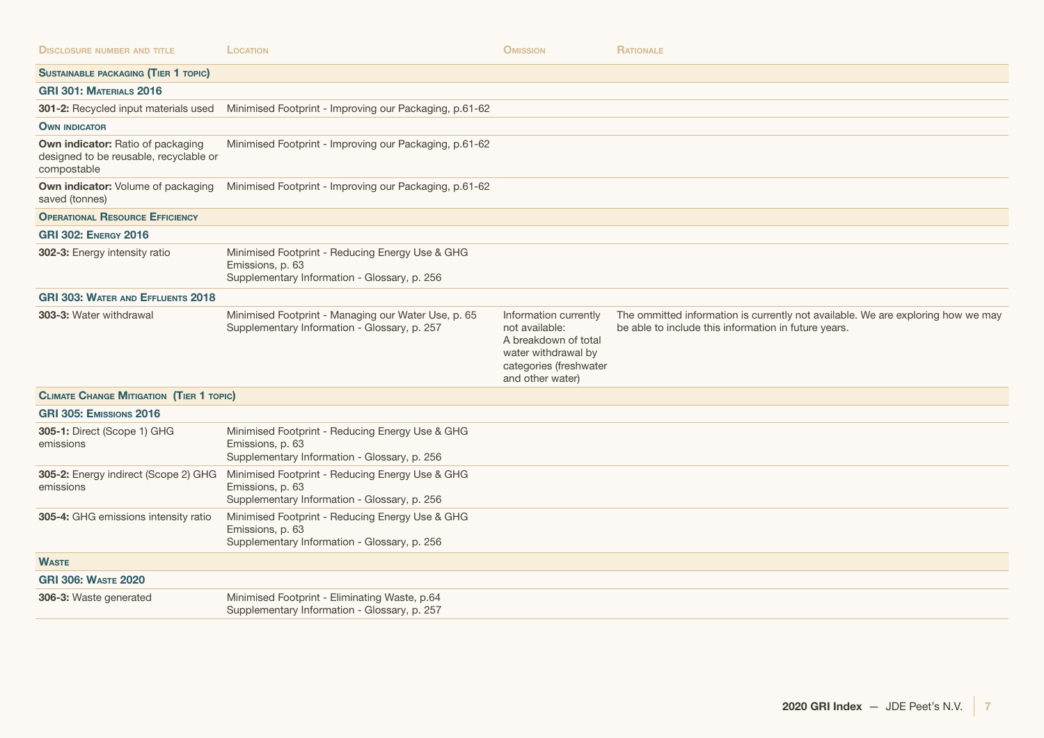| Disclosure number and title | Location | Omission | Rationale |
| --- | --- | --- | --- |
| **Sustainable packaging (Tier 1 topic)** | | | |
| **GRI 301: Materials 2016** | | | |
| **301-2:** Recycled input materials used | Minimised Footprint - Improving our Packaging, p.61-62 | | |
| **Own indicator** | | | |
| **Own indicator:** Ratio of packaging designed to be reusable, recyclable or compostable | Minimised Footprint - Improving our Packaging, p.61-62 | | |
| **Own indicator:** Volume of packaging saved (tonnes) | Minimised Footprint - Improving our Packaging, p.61-62 | | |
| **Operational Resource Efficiency** | | | |
| **GRI 302: Energy 2016** | | | |
| **302-3:** Energy intensity ratio | Minimised Footprint - Reducing Energy Use & GHG Emissions, p. 63<br>Supplementary Information - Glossary, p. 256 | | |
| **GRI 303: Water and Effluents 2018** | | | |
| **303-3:** Water withdrawal | Minimised Footprint - Managing our Water Use, p. 65<br>Supplementary Information - Glossary, p. 257 | Information currently not available: A breakdown of total water withdrawal by categories (freshwater and other water) | The ommitted information is currently not available. We are exploring how we may be able to include this information in future years. |
| **Climate Change Mitigation (Tier 1 topic)** | | | |
| **GRI 305: Emissions 2016** | | | |
| **305-1:** Direct (Scope 1) GHG emissions | Minimised Footprint - Reducing Energy Use & GHG Emissions, p. 63<br>Supplementary Information - Glossary, p. 256 | | |
| **305-2:** Energy indirect (Scope 2) GHG emissions | Minimised Footprint - Reducing Energy Use & GHG Emissions, p. 63<br>Supplementary Information - Glossary, p. 256 | | |
| **305-4:** GHG emissions intensity ratio | Minimised Footprint - Reducing Energy Use & GHG Emissions, p. 63<br>Supplementary Information - Glossary, p. 256 | | |
| **Waste** | | | |
| **GRI 306: Waste 2020** | | | |
| **306-3:** Waste generated | Minimised Footprint - Eliminating Waste, p.64<br>Supplementary Information - Glossary, p. 257 | | |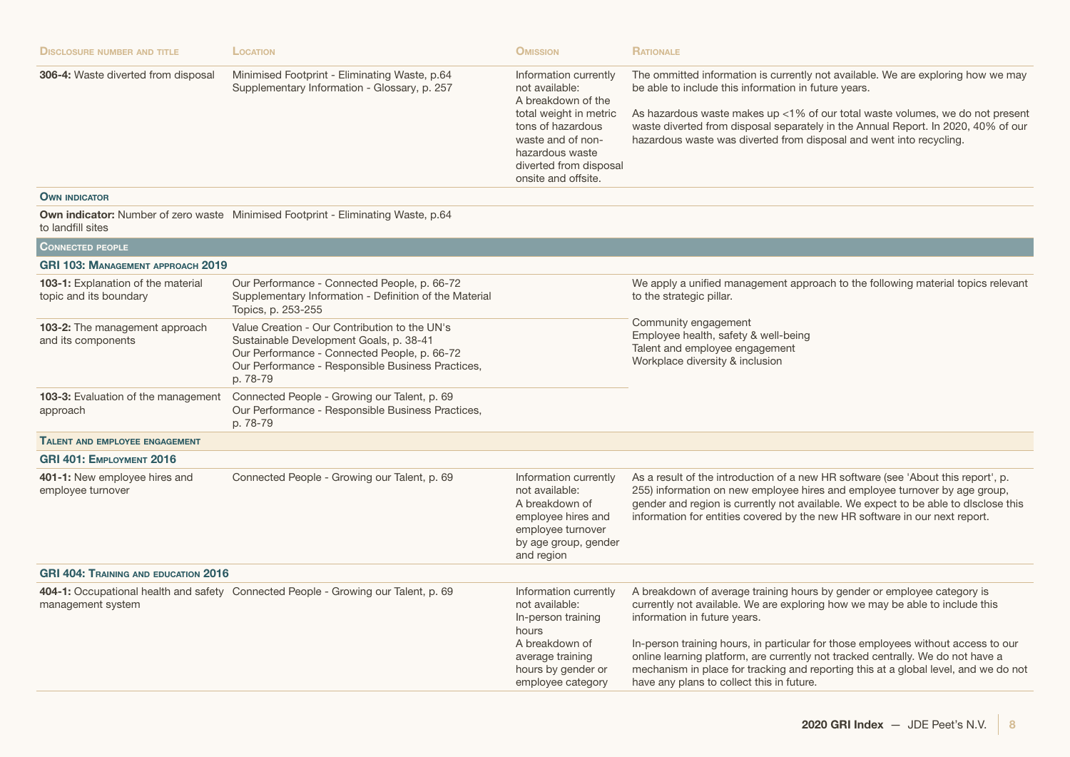| Disclosure number and title | Location | Omission | Rationale |
|---|---|---|---|
| **306-4:** Waste diverted from disposal | Minimised Footprint - Eliminating Waste, p.64<br>Supplementary Information - Glossary, p. 257 | Information currently not available:<br>A breakdown of the total weight in metric tons of hazardous waste and of non-hazardous waste diverted from disposal onsite and offsite. | The ommitted information is currently not available. We are exploring how we may be able to include this information in future years.<br><br>As hazardous waste makes up <1% of our total waste volumes, we do not present waste diverted from disposal separately in the Annual Report. In 2020, 40% of our hazardous waste was diverted from disposal and went into recycling. |
| **Own indicator** | | | |
| **Own indicator:** Number of zero waste to landfill sites | Minimised Footprint - Eliminating Waste, p.64 | | |
| **Connected people** | | | |
| **GRI 103: Management approach 2019** | | | |
| **103-1:** Explanation of the material topic and its boundary | Our Performance - Connected People, p. 66-72<br>Supplementary Information - Definition of the Material Topics, p. 253-255 | | We apply a unified management approach to the following material topics relevant to the strategic pillar.<br><br>Community engagement<br>Employee health, safety & well-being<br>Talent and employee engagement<br>Workplace diversity & inclusion |
| **103-2:** The management approach and its components | Value Creation - Our Contribution to the UN's Sustainable Development Goals, p. 38-41<br>Our Performance - Connected People, p. 66-72<br>Our Performance - Responsible Business Practices, p. 78-79 | | |
| **103-3:** Evaluation of the management approach | Connected People - Growing our Talent, p. 69<br>Our Performance - Responsible Business Practices, p. 78-79 | | |
| **Talent and employee engagement** | | | |
| **GRI 401: Employment 2016** | | | |
| **401-1:** New employee hires and employee turnover | Connected People - Growing our Talent, p. 69 | Information currently not available:<br>A breakdown of employee hires and employee turnover by age group, gender and region | As a result of the introduction of a new HR software (see 'About this report', p. 255) information on new employee hires and employee turnover by age group, gender and region is currently not available. We expect to be able to disclose this information for entities covered by the new HR software in our next report. |
| **GRI 404: Training and education 2016** | | | |
| **404-1:** Occupational health and safety management system | Connected People - Growing our Talent, p. 69 | Information currently not available:<br>In-person training hours<br>A breakdown of average training hours by gender or employee category | A breakdown of average training hours by gender or employee category is currently not available. We are exploring how we may be able to include this information in future years.<br><br>In-person training hours, in particular for those employees without access to our online learning platform, are currently not tracked centrally. We do not have a mechanism in place for tracking and reporting this at a global level, and we do not have any plans to collect this in future. |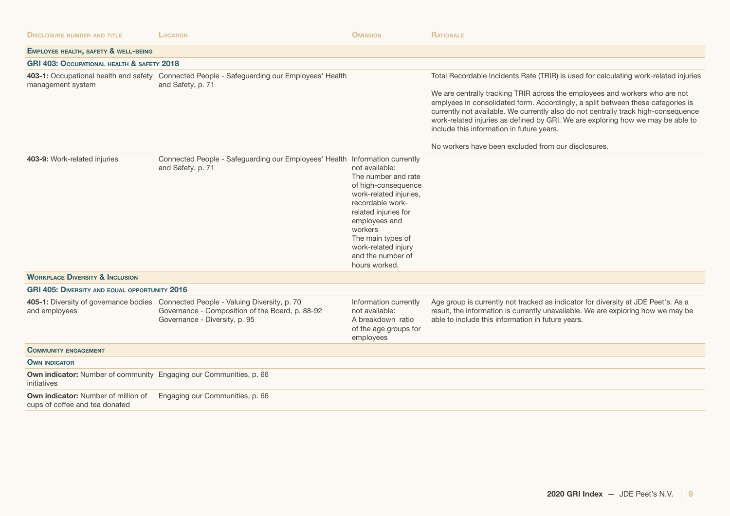| Disclosure number and title | Location | Omission | Rationale |
|---|---|---|---|
| **Employee health, safety & well-being** | | | |
| **GRI 403: Occupational health & safety 2018** | | | |
| **403-1:** Occupational health and safety management system | Connected People - Safeguarding our Employees' Health and Safety, p. 71 | | Total Recordable Incidents Rate (TRIR) is used for calculating work-related injuries<br><br>We are centrally tracking TRIR across the employees and workers who are not emplyees in consolidated form. Accordingly, a split between these categories is currently not available. We currently also do not centrally track high-consequence work-related injuries as defined by GRI. We are exploring how we may be able to include this information in future years.<br><br>No workers have been excluded from our disclosures. |
| **403-9:** Work-related injuries | Connected People - Safeguarding our Employees' Health and Safety, p. 71 | Information currently not available:<br>The number and rate of high-consequence work-related injuries, recordable work-related injuries for employees and workers<br>The main types of work-related injury and the number of hours worked. | |
| **Workplace Diversity & Inclusion** | | | |
| **GRI 405: Diversity and equal opportunity 2016** | | | |
| **405-1:** Diversity of governance bodies and employees | Connected People - Valuing Diversity, p. 70<br>Governance - Composition of the Board, p. 88-92<br>Governance - Diversity, p. 95 | Information currently not available:<br>A breakdown ratio of the age groups for employees | Age group is currently not tracked as indicator for diversity at JDE Peet's. As a result, the information is currently unavailable. We are exploring how we may be able to include this information in future years. |
| **Community engagement** | | | |
| **Own indicator** | | | |
| **Own indicator:** Number of community initiatives | Engaging our Communities, p. 66 | | |
| **Own indicator:** Number of million of cups of coffee and tea donated | Engaging our Communities, p. 66 | | |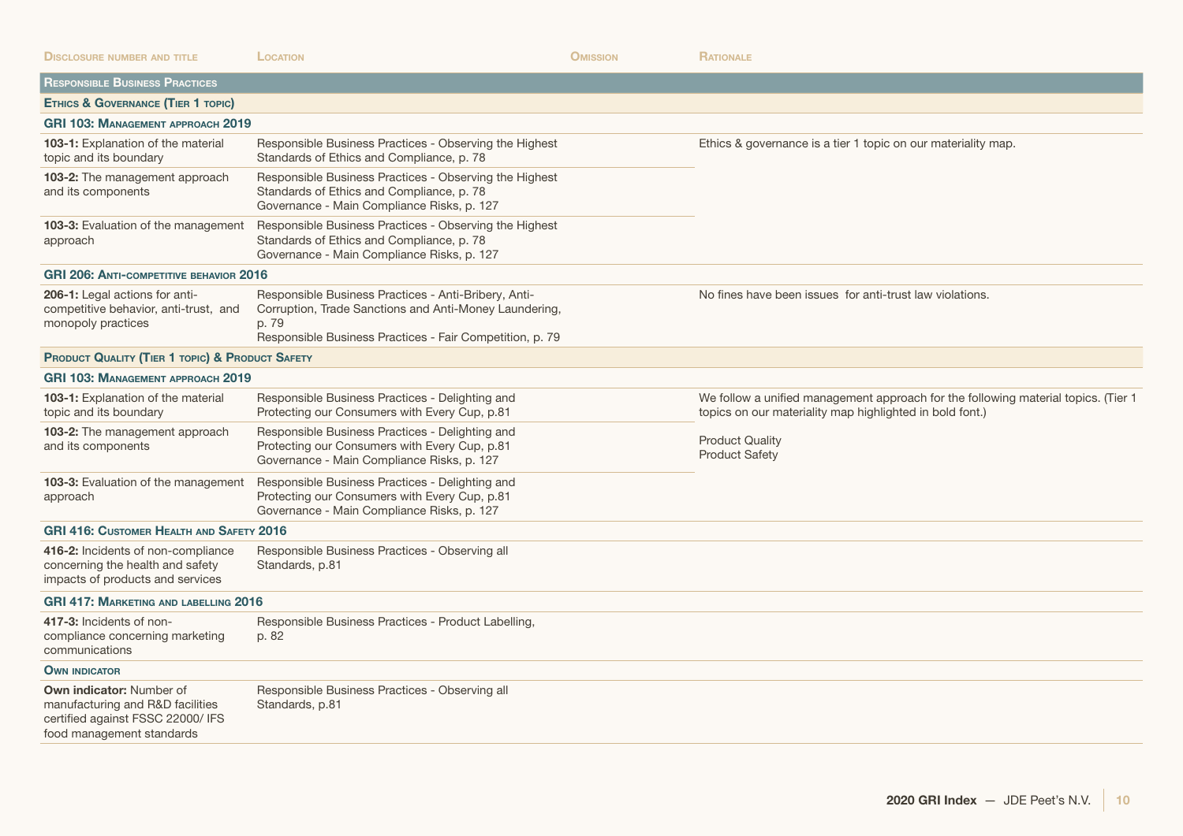| Disclosure number and title | Location | Omission | Rationale |
|---|---|---|---|
| **Responsible Business Practices** | | | |
| **Ethics & Governance (Tier 1 topic)** | | | |
| **GRI 103: Management approach 2019** | | | |
| **103-1:** Explanation of the material topic and its boundary | Responsible Business Practices - Observing the Highest Standards of Ethics and Compliance, p. 78 | | Ethics & governance is a tier 1 topic on our materiality map. |
| **103-2:** The management approach and its components | Responsible Business Practices - Observing the Highest Standards of Ethics and Compliance, p. 78<br>Governance - Main Compliance Risks, p. 127 | | |
| **103-3:** Evaluation of the management approach | Responsible Business Practices - Observing the Highest Standards of Ethics and Compliance, p. 78<br>Governance - Main Compliance Risks, p. 127 | | |
| **GRI 206: Anti-competitive behavior 2016** | | | |
| **206-1:** Legal actions for anti-competitive behavior, anti-trust, and monopoly practices | Responsible Business Practices - Anti-Bribery, Anti-Corruption, Trade Sanctions and Anti-Money Laundering, p. 79<br>Responsible Business Practices - Fair Competition, p. 79 | | No fines have been issues for anti-trust law violations. |
| **Product Quality (Tier 1 topic) & Product Safety** | | | |
| **GRI 103: Management approach 2019** | | | |
| **103-1:** Explanation of the material topic and its boundary | Responsible Business Practices - Delighting and Protecting our Consumers with Every Cup, p.81 | | We follow a unified management approach for the following material topics. (Tier 1 topics on our materiality map highlighted in bold font.)<br><br>Product Quality<br>Product Safety |
| **103-2:** The management approach and its components | Responsible Business Practices - Delighting and Protecting our Consumers with Every Cup, p.81<br>Governance - Main Compliance Risks, p. 127 | | |
| **103-3:** Evaluation of the management approach | Responsible Business Practices - Delighting and Protecting our Consumers with Every Cup, p.81<br>Governance - Main Compliance Risks, p. 127 | | |
| **GRI 416: Customer Health and Safety 2016** | | | |
| **416-2:** Incidents of non-compliance concerning the health and safety impacts of products and services | Responsible Business Practices - Observing all Standards, p.81 | | |
| **GRI 417: Marketing and labelling 2016** | | | |
| **417-3:** Incidents of non-compliance concerning marketing communications | Responsible Business Practices - Product Labelling, p. 82 | | |
| **Own indicator** | | | |
| **Own indicator:** Number of manufacturing and R&D facilities certified against FSSC 22000/ IFS food management standards | Responsible Business Practices - Observing all Standards, p.81 | | |